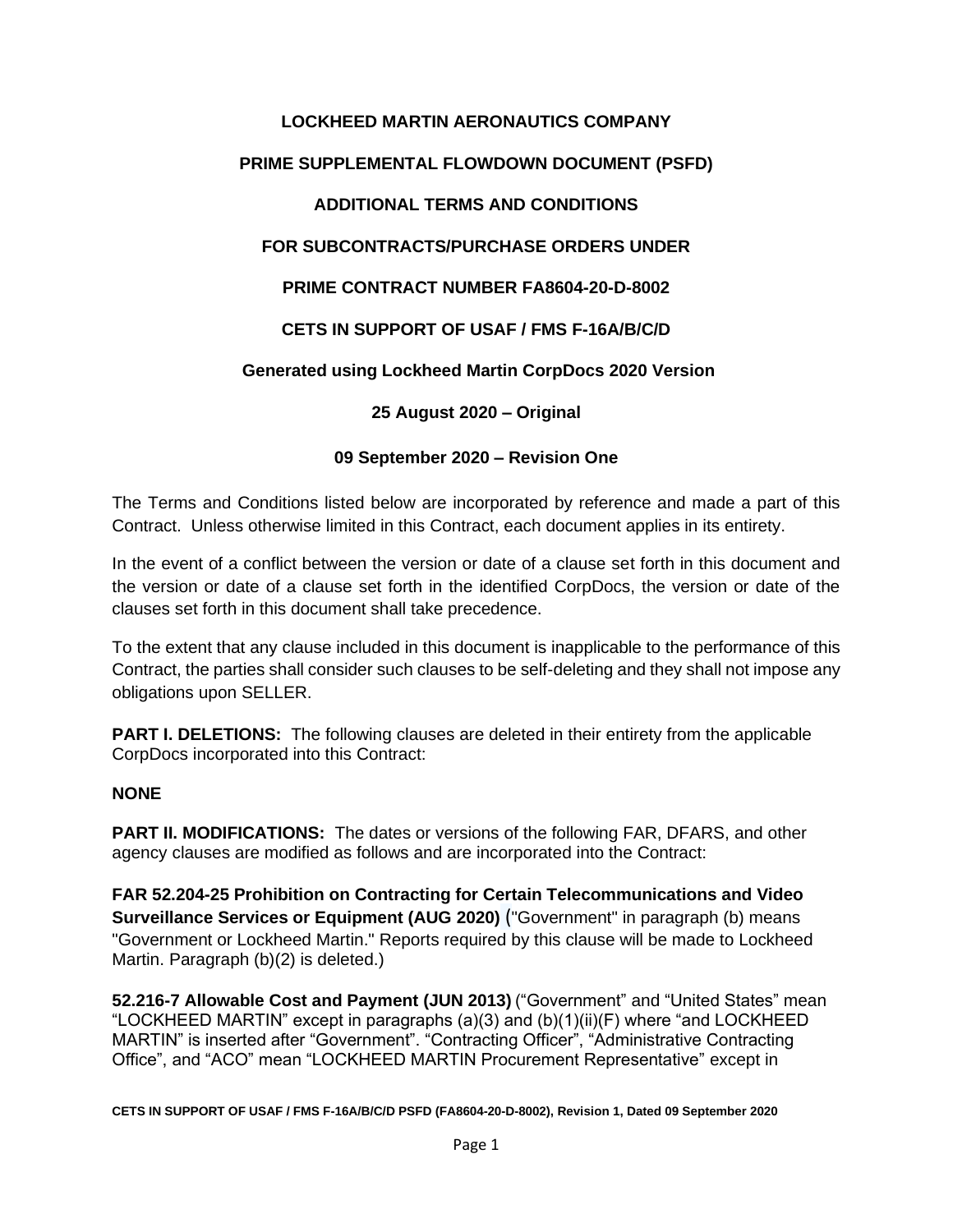**LOCKHEED MARTIN AERONAUTICS COMPANY**

**PRIME SUPPLEMENTAL FLOWDOWN DOCUMENT (PSFD)**

**ADDITIONAL TERMS AND CONDITIONS**

**FOR SUBCONTRACTS/PURCHASE ORDERS UNDER**

**PRIME CONTRACT NUMBER FA8604-20-D-8002**

**CETS IN SUPPORT OF USAF / FMS F-16A/B/C/D**

**Generated using Lockheed Martin CorpDocs 2020 Version**

**25 August 2020 – Original**

**09 September 2020 – Revision One**

The Terms and Conditions listed below are incorporated by reference and made a part of this Contract. Unless otherwise limited in this Contract, each document applies in its entirety.

In the event of a conflict between the version or date of a clause set forth in this document and the version or date of a clause set forth in the identified CorpDocs, the version or date of the clauses set forth in this document shall take precedence.

To the extent that any clause included in this document is inapplicable to the performance of this Contract, the parties shall consider such clauses to be self-deleting and they shall not impose any obligations upon SELLER.

**PART I. DELETIONS:** The following clauses are deleted in their entirety from the applicable CorpDocs incorporated into this Contract:

**NONE**

**PART II. MODIFICATIONS:** The dates or versions of the following FAR, DFARS, and other agency clauses are modified as follows and are incorporated into the Contract:

**FAR 52.204-25 Prohibition on Contracting for Certain Telecommunications and Video Surveillance Services or Equipment (AUG 2020)** ("Government" in paragraph (b) means "Government or Lockheed Martin." Reports required by this clause will be made to Lockheed Martin. Paragraph (b)(2) is deleted.)

**52.216-7 Allowable Cost and Payment (JUN 2013)** ("Government" and "United States" mean "LOCKHEED MARTIN" except in paragraphs (a)(3) and (b)(1)(ii)(F) where "and LOCKHEED MARTIN" is inserted after "Government". "Contracting Officer", "Administrative Contracting Office", and "ACO" mean "LOCKHEED MARTIN Procurement Representative" except in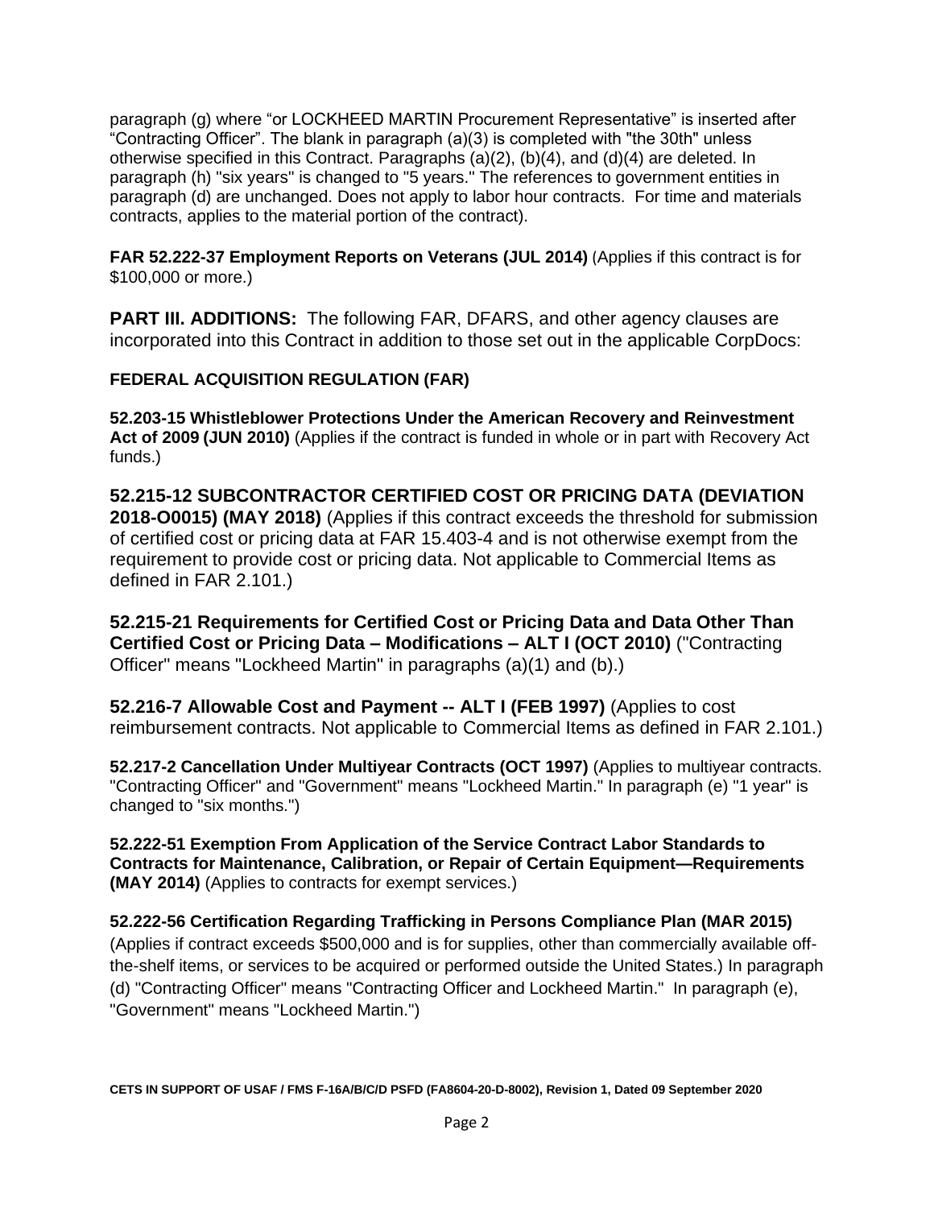paragraph (g) where “or LOCKHEED MARTIN Procurement Representative” is inserted after “Contracting Officer”. The blank in paragraph (a)(3) is completed with "the 30th" unless otherwise specified in this Contract. Paragraphs (a)(2), (b)(4), and (d)(4) are deleted. In paragraph (h) "six years" is changed to "5 years." The references to government entities in paragraph (d) are unchanged. Does not apply to labor hour contracts. For time and materials contracts, applies to the material portion of the contract).

**FAR 52.222-37 Employment Reports on Veterans (JUL 2014)** (Applies if this contract is for $100,000 or more.)

**PART III. ADDITIONS:** The following FAR, DFARS, and other agency clauses are incorporated into this Contract in addition to those set out in the applicable CorpDocs:

**FEDERAL ACQUISITION REGULATION (FAR)**

**52.203-15 Whistleblower Protections Under the American Recovery and Reinvestment Act of 2009 (JUN 2010)** (Applies if the contract is funded in whole or in part with Recovery Act funds.)

**52.215-12 SUBCONTRACTOR CERTIFIED COST OR PRICING DATA (DEVIATION 2018-O0015) (MAY 2018)** (Applies if this contract exceeds the threshold for submission of certified cost or pricing data at FAR 15.403-4 and is not otherwise exempt from the requirement to provide cost or pricing data. Not applicable to Commercial Items as defined in FAR 2.101.)

**52.215-21 Requirements for Certified Cost or Pricing Data and Data Other Than Certified Cost or Pricing Data – Modifications – ALT I (OCT 2010)** ("Contracting Officer" means "Lockheed Martin" in paragraphs (a)(1) and (b).)

**52.216-7 Allowable Cost and Payment -- ALT I (FEB 1997)** (Applies to cost reimbursement contracts. Not applicable to Commercial Items as defined in FAR 2.101.)

**52.217-2 Cancellation Under Multiyear Contracts (OCT 1997)** (Applies to multiyear contracts. "Contracting Officer" and "Government" means "Lockheed Martin." In paragraph (e) "1 year" is changed to "six months.")

**52.222-51 Exemption From Application of the Service Contract Labor Standards to Contracts for Maintenance, Calibration, or Repair of Certain Equipment—Requirements (MAY 2014)** (Applies to contracts for exempt services.)

**52.222-56 Certification Regarding Trafficking in Persons Compliance Plan (MAR 2015)** (Applies if contract exceeds $500,000 and is for supplies, other than commercially available off-the-shelf items, or services to be acquired or performed outside the United States.) In paragraph (d) "Contracting Officer" means "Contracting Officer and Lockheed Martin." In paragraph (e), "Government" means "Lockheed Martin.")

**CETS IN SUPPORT OF USAF / FMS F-16A/B/C/D PSFD (FA8604-20-D-8002), Revision 1, Dated 09 September 2020**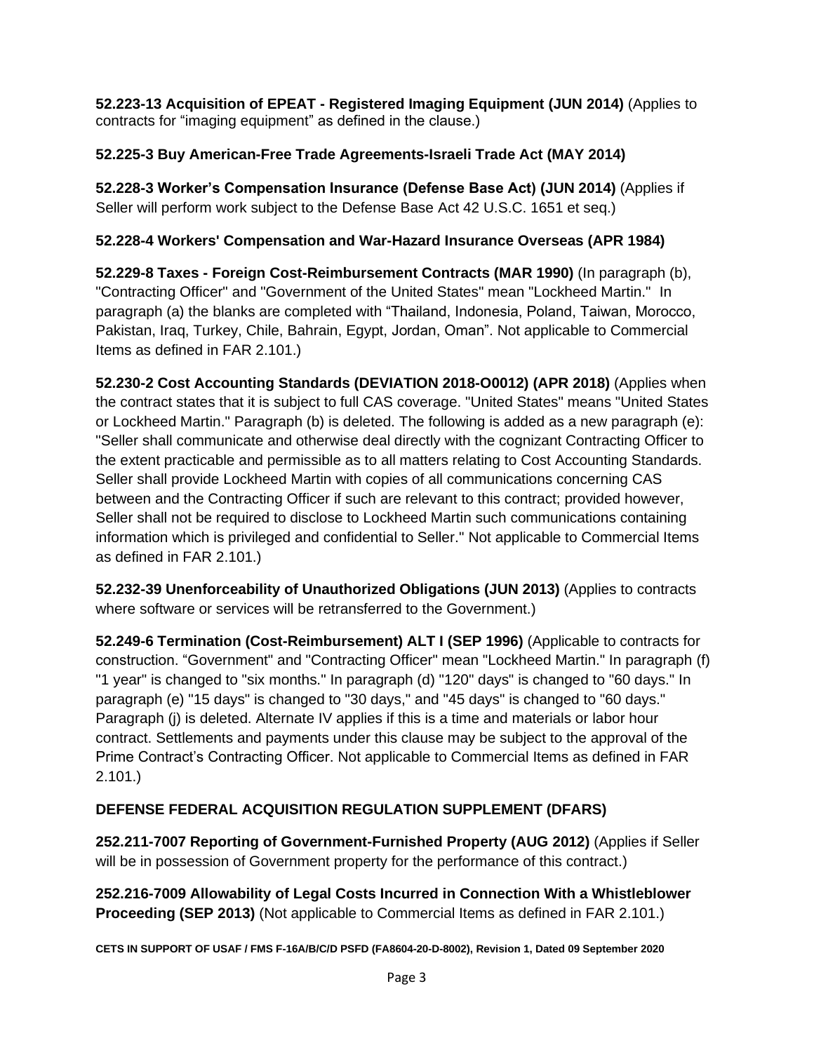**52.223-13 Acquisition of EPEAT - Registered Imaging Equipment (JUN 2014)** (Applies to contracts for “imaging equipment” as defined in the clause.)

**52.225-3 Buy American-Free Trade Agreements-Israeli Trade Act (MAY 2014)**

**52.228-3 Worker’s Compensation Insurance (Defense Base Act) (JUN 2014)** (Applies if Seller will perform work subject to the Defense Base Act 42 U.S.C. 1651 et seq.)

**52.228-4 Workers' Compensation and War-Hazard Insurance Overseas (APR 1984)**

**52.229-8 Taxes - Foreign Cost-Reimbursement Contracts (MAR 1990)** (In paragraph (b), "Contracting Officer" and "Government of the United States" mean "Lockheed Martin." In paragraph (a) the blanks are completed with “Thailand, Indonesia, Poland, Taiwan, Morocco, Pakistan, Iraq, Turkey, Chile, Bahrain, Egypt, Jordan, Oman”. Not applicable to Commercial Items as defined in FAR 2.101.)

**52.230-2 Cost Accounting Standards (DEVIATION 2018-O0012) (APR 2018)** (Applies when the contract states that it is subject to full CAS coverage. "United States" means "United States or Lockheed Martin." Paragraph (b) is deleted. The following is added as a new paragraph (e): "Seller shall communicate and otherwise deal directly with the cognizant Contracting Officer to the extent practicable and permissible as to all matters relating to Cost Accounting Standards. Seller shall provide Lockheed Martin with copies of all communications concerning CAS between and the Contracting Officer if such are relevant to this contract; provided however, Seller shall not be required to disclose to Lockheed Martin such communications containing information which is privileged and confidential to Seller." Not applicable to Commercial Items as defined in FAR 2.101.)

**52.232-39 Unenforceability of Unauthorized Obligations (JUN 2013)** (Applies to contracts where software or services will be retransferred to the Government.)

**52.249-6 Termination (Cost-Reimbursement) ALT I (SEP 1996)** (Applicable to contracts for construction. “Government" and "Contracting Officer" mean "Lockheed Martin." In paragraph (f) "1 year" is changed to "six months." In paragraph (d) "120" days" is changed to "60 days." In paragraph (e) "15 days" is changed to "30 days," and "45 days" is changed to "60 days." Paragraph (j) is deleted. Alternate IV applies if this is a time and materials or labor hour contract. Settlements and payments under this clause may be subject to the approval of the Prime Contract’s Contracting Officer. Not applicable to Commercial Items as defined in FAR 2.101.)

## DEFENSE FEDERAL ACQUISITION REGULATION SUPPLEMENT (DFARS)

**252.211-7007 Reporting of Government-Furnished Property (AUG 2012)** (Applies if Seller will be in possession of Government property for the performance of this contract.)

**252.216-7009 Allowability of Legal Costs Incurred in Connection With a Whistleblower Proceeding (SEP 2013)** (Not applicable to Commercial Items as defined in FAR 2.101.)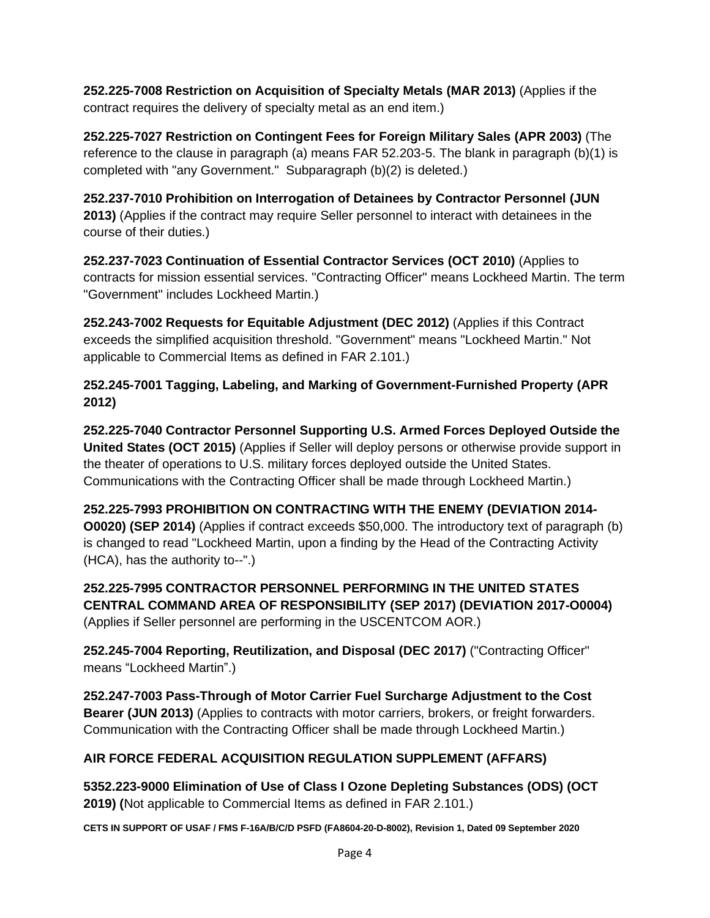**252.225-7008 Restriction on Acquisition of Specialty Metals (MAR 2013)** (Applies if the contract requires the delivery of specialty metal as an end item.)

**252.225-7027 Restriction on Contingent Fees for Foreign Military Sales (APR 2003)** (The reference to the clause in paragraph (a) means FAR 52.203-5. The blank in paragraph (b)(1) is completed with "any Government." Subparagraph (b)(2) is deleted.)

**252.237-7010 Prohibition on Interrogation of Detainees by Contractor Personnel (JUN 2013)** (Applies if the contract may require Seller personnel to interact with detainees in the course of their duties.)

**252.237-7023 Continuation of Essential Contractor Services (OCT 2010)** (Applies to contracts for mission essential services. "Contracting Officer" means Lockheed Martin. The term "Government" includes Lockheed Martin.)

**252.243-7002 Requests for Equitable Adjustment (DEC 2012)** (Applies if this Contract exceeds the simplified acquisition threshold. "Government" means "Lockheed Martin." Not applicable to Commercial Items as defined in FAR 2.101.)

**252.245-7001 Tagging, Labeling, and Marking of Government-Furnished Property (APR 2012)**

**252.225-7040 Contractor Personnel Supporting U.S. Armed Forces Deployed Outside the United States (OCT 2015)** (Applies if Seller will deploy persons or otherwise provide support in the theater of operations to U.S. military forces deployed outside the United States. Communications with the Contracting Officer shall be made through Lockheed Martin.)

**252.225-7993 PROHIBITION ON CONTRACTING WITH THE ENEMY (DEVIATION 2014-O0020) (SEP 2014)** (Applies if contract exceeds $50,000. The introductory text of paragraph (b) is changed to read "Lockheed Martin, upon a finding by the Head of the Contracting Activity (HCA), has the authority to--".)

**252.225-7995 CONTRACTOR PERSONNEL PERFORMING IN THE UNITED STATES CENTRAL COMMAND AREA OF RESPONSIBILITY (SEP 2017) (DEVIATION 2017-O0004)** (Applies if Seller personnel are performing in the USCENTCOM AOR.)

**252.245-7004 Reporting, Reutilization, and Disposal (DEC 2017)** ("Contracting Officer" means “Lockheed Martin”.)

**252.247-7003 Pass-Through of Motor Carrier Fuel Surcharge Adjustment to the Cost Bearer (JUN 2013)** (Applies to contracts with motor carriers, brokers, or freight forwarders. Communication with the Contracting Officer shall be made through Lockheed Martin.)

## AIR FORCE FEDERAL ACQUISITION REGULATION SUPPLEMENT (AFFARS)

**5352.223-9000 Elimination of Use of Class I Ozone Depleting Substances (ODS) (OCT 2019) (**Not applicable to Commercial Items as defined in FAR 2.101.)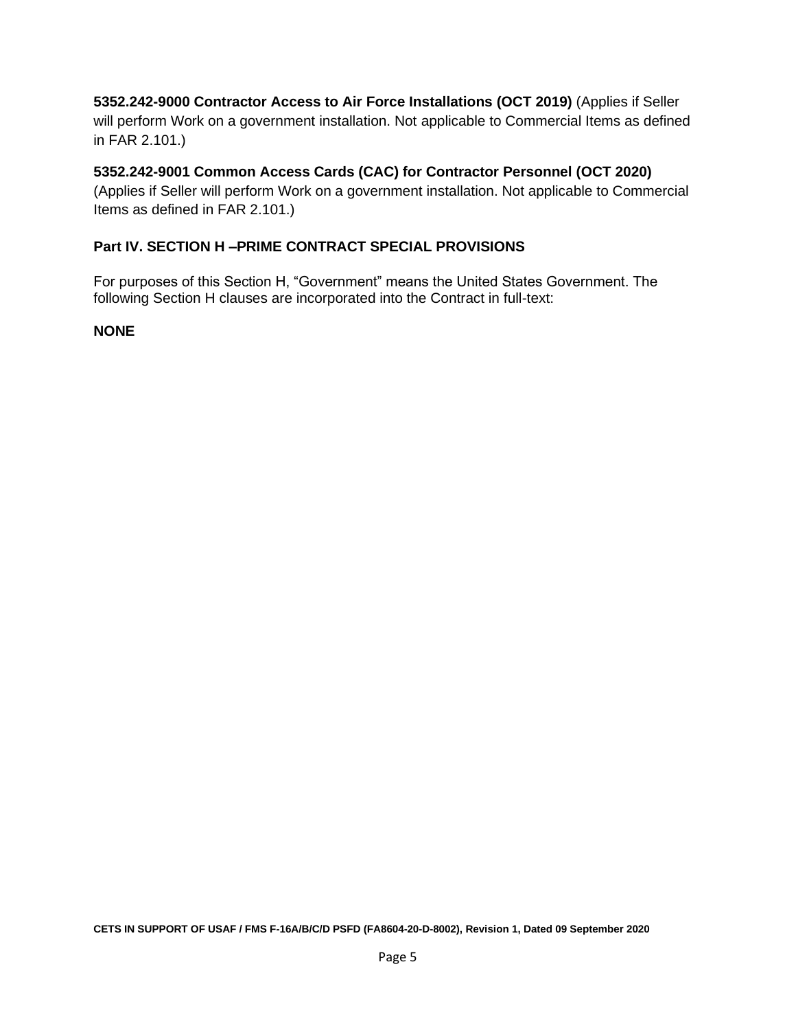**5352.242-9000 Contractor Access to Air Force Installations (OCT 2019)** (Applies if Seller will perform Work on a government installation. Not applicable to Commercial Items as defined in FAR 2.101.)

**5352.242-9001 Common Access Cards (CAC) for Contractor Personnel (OCT 2020)** (Applies if Seller will perform Work on a government installation. Not applicable to Commercial Items as defined in FAR 2.101.)

## Part IV. SECTION H –PRIME CONTRACT SPECIAL PROVISIONS

For purposes of this Section H, "Government" means the United States Government. The following Section H clauses are incorporated into the Contract in full-text:

**NONE**